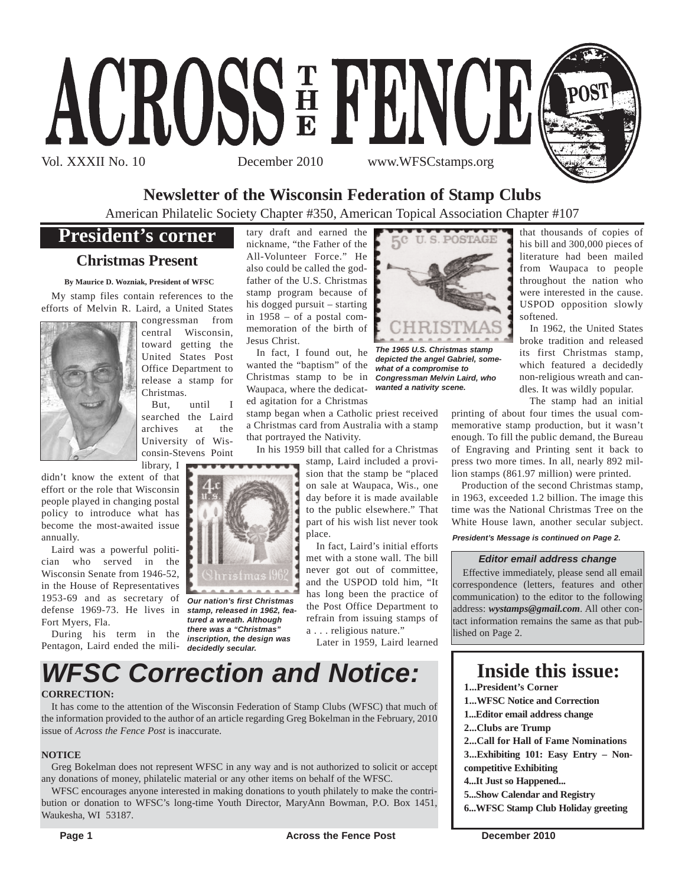# ACROSS THE FENCE POST

Vol. XXXII No. 10 December 2010 www.WFSCstamps.org

## Newsletter of the Wisconsin Federation of Stamp Clubs

American Philatelic Society Chapter #350, American Topical Association Chapter #107

## President's corner

### Christmas Present

**By Maurice D. Wozniak, President of WFSC**

My stamp files contain references to the efforts of Melvin R. Laird, a United States congressman from central Wisconsin, toward getting the United States Post Office Department to release a stamp for Christmas.

But, until I searched the Laird archives at the University of Wisconsin-Stevens Point library, I didn't know the extent of that effort or the role that Wisconsin people played in changing postal policy to introduce what has become the most-awaited issue annually.

Laird was a powerful politician who served in the Wisconsin Senate from 1946-52, in the House of Representatives 1953-69 and as secretary of defense 1969-73. He lives in Fort Myers, Fla.

During his term in the Pentagon, Laird ended the military draft and earned the nickname, "the Father of the All-Volunteer Force." He also could be called the godfather of the U.S. Christmas stamp program because of his dogged pursuit – starting in 1958 – of a postal commemoration of the birth of Jesus Christ.

In fact, I found out, he wanted the "baptism" of the Christmas stamp to be in Waupaca, where the dedicated agitation for a Christmas stamp began when a Catholic priest received a Christmas card from Australia with a stamp that portrayed the Nativity.

In his 1959 bill that called for a Christmas stamp, Laird included a provision that the stamp be "placed on sale at Waupaca, Wis., one day before it is made available to the public elsewhere." That part of his wish list never took place.

*Our nation's first Christmas stamp, released in 1962, featured a wreath. Although there was a "Christmas" inscription, the design was decidedly secular.*

In fact, Laird's initial efforts met with a stone wall. The bill never got out of committee, and the USPOD told him, "It has long been the practice of the Post Office Department to refrain from issuing stamps of a . . . religious nature."

Later in 1959, Laird learned that thousands of copies of his bill and 300,000 pieces of literature had been mailed from Waupaca to people throughout the nation who were interested in the cause. USPOD opposition slowly softened.

*The 1965 U.S. Christmas stamp depicted the angel Gabriel, somewhat of a compromise to Congressman Melvin Laird, who wanted a nativity scene.*

In 1962, the United States broke tradition and released its first Christmas stamp, which featured a decidedly non-religious wreath and candles. It was wildly popular.

The stamp had an initial printing of about four times the usual commemorative stamp production, but it wasn't enough. To fill the public demand, the Bureau of Engraving and Printing sent it back to press two more times. In all, nearly 892 million stamps (861.97 million) were printed.

Production of the second Christmas stamp, in 1963, exceeded 1.2 billion. The image this time was the National Christmas Tree on the White House lawn, another secular subject.

*President's Message is continued on Page 2.*

### Editor email address change

Effective immediately, please send all email correspondence (letters, features and other communication) to the editor to the following address: ***wystamps@gmail.com***. All other contact information remains the same as that published on Page 2.

## *WFSC Correction and Notice:*

**CORRECTION:**

It has come to the attention of the Wisconsin Federation of Stamp Clubs (WFSC) that much of the information provided to the author of an article regarding Greg Bokelman in the February, 2010 issue of *Across the Fence Post* is inaccurate.

**NOTICE**

Greg Bokelman does not represent WFSC in any way and is not authorized to solicit or accept any donations of money, philatelic material or any other items on behalf of the WFSC.

WFSC encourages anyone interested in making donations to youth philately to make the contribution or donation to WFSC's long-time Youth Director, MaryAnn Bowman, P.O. Box 1451, Waukesha, WI 53187.

## Inside this issue:

- **1...President's Corner**
- **1...WFSC Notice and Correction**
- **1...Editor email address change**
- **2...Clubs are Trump**
- **2...Call for Hall of Fame Nominations**
- **3...Exhibiting 101: Easy Entry – Non-competitive Exhibiting**
- **4...It Just so Happened...**
- **5...Show Calendar and Registry**
- **6...WFSC Stamp Club Holiday greeting**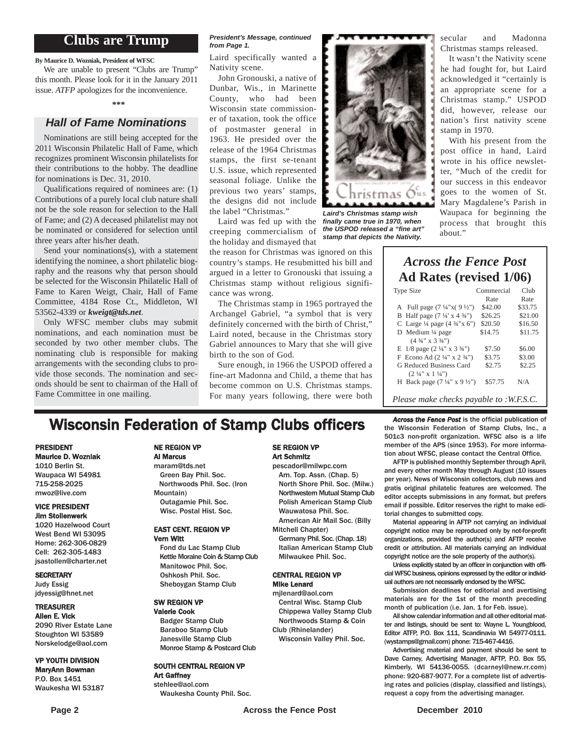## Clubs are Trump

**By Maurice D. Wozniak, President of WFSC**

We are unable to present "Clubs are Trump" this month. Please look for it in the January 2011 issue. *ATFP* apologizes for the inconvenience.

***

### *Hall of Fame Nominations*

Nominations are still being accepted for the 2011 Wisconsin Philatelic Hall of Fame, which recognizes prominent Wisconsin philatelists for their contributions to the hobby. The deadline for nominations is Dec. 31, 2010.

Qualifications required of nominees are: (1) Contributions of a purely local club nature shall not be the sole reason for selection to the Hall of Fame; and (2) A deceased philatelist may not be nominated or considered for selection until three years after his/her death.

Send your nominations(s), with a statement identifying the nominee, a short philatelic biography and the reasons why that person should be selected for the Wisconsin Philatelic Hall of Fame to Karen Weigt, Chair, Hall of Fame Committee, 4184 Rose Ct., Middleton, WI 53562-4339 or ***kweigt@tds.net***.

Only WFSC member clubs may submit nominations, and each nomination must be seconded by two other member clubs. The nominating club is responsible for making arrangements with the seconding clubs to provide those seconds. The nomination and seconds should be sent to chairman of the Hall of Fame Committee in one mailing.

***President's Message, continued from Page 1.***

Laird specifically wanted a Nativity scene.

John Gronouski, a native of Dunbar, Wis., in Marinette County, who had been Wisconsin state commissioner of taxation, took the office of postmaster general in 1963. He presided over the release of the 1964 Christmas stamps, the first se-tenant U.S. issue, which represented seasonal foliage. Unlike the previous two years' stamps, the designs did not include the label "Christmas."

Laird was fed up with the creeping commercialism of the holiday and dismayed that the reason for Christmas was ignored on this country's stamps. He resubmitted his bill and argued in a letter to Gronouski that issuing a Christmas stamp without religious significance was wrong.

The Christmas stamp in 1965 portrayed the Archangel Gabriel, "a symbol that is very definitely concerned with the birth of Christ," Laird noted, because in the Christmas story Gabriel announces to Mary that she will give birth to the son of God.

Sure enough, in 1966 the USPOD offered a fine-art Madonna and Child, a theme that has become common on U.S. Christmas stamps. For many years following, there were both secular and Madonna Christmas stamps released.

***Laird's Christmas stamp wish finally came true in 1970, when the USPOD released a "fine art" stamp that depicts the Nativity.***

It wasn't the Nativity scene he had fought for, but Laird acknowledged it "certainly is an appropriate scene for a Christmas stamp." USPOD did, however, release our nation's first nativity scene stamp in 1970.

With his present from the post office in hand, Laird wrote in his office newsletter, "Much of the credit for our success in this endeavor goes to the women of St. Mary Magdalene's Parish in Waupaca for beginning the process that brought this about."

### *Across the Fence Post* Ad Rates (revised 1/06)

| Type Size | Commercial Rate | Club Rate |
|---|---|---|
| A Full page (7 ¼"x( 9 ½") | $42.00 | $33.75 |
| B Half page (7 ¼' x 4 ¾") | $26.25 | $21.00 |
| C Large ¼ page (4 ¾"x 6") | $20.50 | $16.50 |
| D Medium ¼ page (4 ¾" x 3 ¾") | $14.75 | $11.75 |
| E 1/8 page (2 ¼" x 3 ¾") | $7.50 | $6.00 |
| F Econo Ad (2 ¼" x 2 ¾") | $3.75 | $3.00 |
| G Reduced Business Card (2 ¼" x 1 ¼") | $2.75 | $2.25 |
| H Back page (7 ¼" x 9 ½") | $57.75 | N/A |

*Please make checks payable to :W.F.S.C.*

## Wisconsin Federation of Stamp Clubs officers

**PRESIDENT**
**Maurice D. Wozniak**
1010 Berlin St.
Waupaca WI 54981
715-258-2025
mwoz@live.com

**VICE PRESIDENT**
**Jim Stollenwerk**
1020 Hazelwood Court
West Bend WI 53095
Home: 262-306-0829
Cell: 262-305-1483
jsastollen@charter.net

**SECRETARY**
Judy Essig
jdyessig@hnet.net

**TREASURER**
**Allen E. Vick**
2090 River Estate Lane
Stoughton WI 53589
Norskelodge@aol.com

**VP YOUTH DIVISION**
**MaryAnn Bowman**
P.O. Box 1451
Waukesha WI 53187

**NE REGION VP**
**Al Marcus**
maram@tds.net
Green Bay Phil. Soc.
Northwoods Phil. Soc. (Iron Mountain)
Outagamie Phil. Soc.
Wisc. Postal Hist. Soc.

**EAST CENT. REGION VP**
**Vern Witt**
Fond du Lac Stamp Club
Kettle Moraine Coin & Stamp Club
Manitowoc Phil. Soc.
Oshkosh Phil. Soc.
Sheboygan Stamp Club

**SW REGION VP**
**Valerie Cook**
Badger Stamp Club
Baraboo Stamp Club
Janesville Stamp Club
Monroe Stamp & Postcard Club

**SOUTH CENTRAL REGION VP**
**Art Gaffney**
stehlee@aol.com
Waukesha County Phil. Soc.

**SE REGION VP**
**Art Schmitz**
pescador@milwpc.com
Am. Top. Assn. (Chap. 5)
North Shore Phil. Soc. (Milw.)
Northwestern Mutual Stamp Club
Polish American Stamp Club
Wauwatosa Phil. Soc.
American Air Mail Soc. (Billy Mitchell Chapter)
Germany Phil. Soc. (Chap. 18)
Italian American Stamp Club
Milwaukee Phil. Soc.

**CENTRAL REGION VP**
**Mike Lenard**
mjlenard@aol.com
Central Wisc. Stamp Club
Chippewa Valley Stamp Club
Northwoods Stamp & Coin Club (Rhinelander)
Wisconsin Valley Phil. Soc.

***Across the Fence Post*** is the official publication of the Wisconsin Federation of Stamp Clubs, Inc., a 501c3 non-profit organization. WFSC also is a life member of the APS (since 1953). For more information about WFSC, please contact the Central Office.

AFTP is published monthly September through April, and every other month May through August (10 issues per year). News of Wisconsin collectors, club news and gratis original philatelic features are welcomed. The editor accepts submissions in any format, but prefers email if possible. Editor reserves the right to make editorial changes to submitted copy.

Material appearing in AFTP not carrying an individual copyright notice may be reproduced only by not-for-profit organizations, provided the author(s) and AFTP receive credit or attribution. All materials carrying an individual copyright notice are the sole property of the author(s).

Unless explicitly stated by an officer in conjunction with official WFSC business, opinions expressed by the editor or individual authors are not necessarily endorsed by the WFSC.

Submission deadlines for editorial and avertising materials are for the 1st of the month preceding month of publication (i.e. Jan. 1 for Feb. issue).

All show calendar information and all other editorial matter and listings, should be sent to: Wayne L. Youngblood, Editor ATFP, P.O. Box 111, Scandinavia WI 54977-0111. (wystamps@gmail.com) phone: 715-467-4416.

Advertising material and payment should be sent to Dave Carney, Advertising Manager, AFTP, P.O. Box 55, Kimberly, WI 54136-0055. (dcarneyl@new.rr.com) phone: 920-687-9077. For a complete list of advertising rates and policies (display, classified and listings), request a copy from the advertising manager.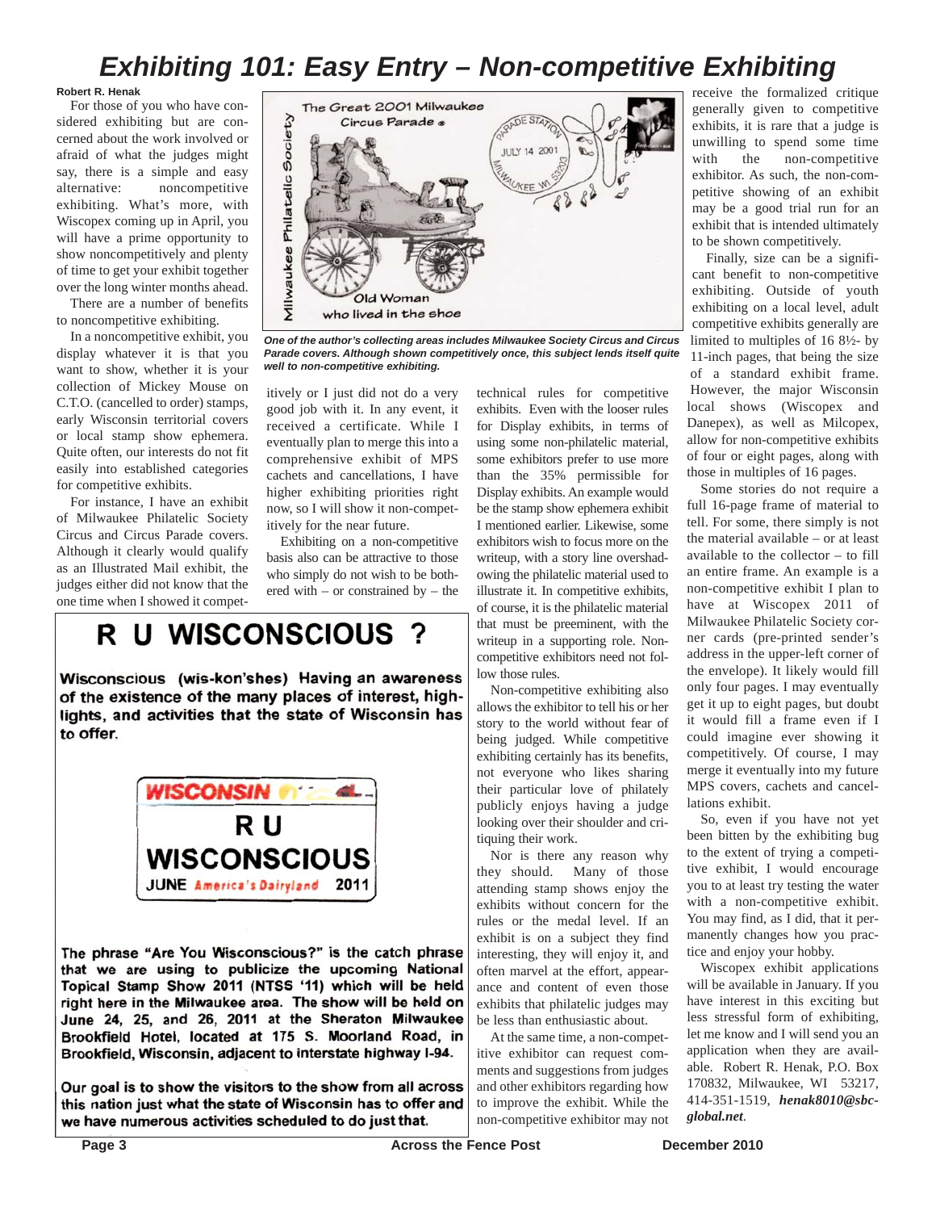# Exhibiting 101: Easy Entry – Non-competitive Exhibiting

**Robert R. Henak**

For those of you who have considered exhibiting but are concerned about the work involved or afraid of what the judges might say, there is a simple and easy alternative: noncompetitive exhibiting. What's more, with Wiscopex coming up in April, you will have a prime opportunity to show noncompetitively and plenty of time to get your exhibit together over the long winter months ahead.

There are a number of benefits to noncompetitive exhibiting.

In a noncompetitive exhibit, you display whatever it is that you want to show, whether it is your collection of Mickey Mouse on C.T.O. (cancelled to order) stamps, early Wisconsin territorial covers or local stamp show ephemera. Quite often, our interests do not fit easily into established categories for competitive exhibits.

For instance, I have an exhibit of Milwaukee Philatelic Society Circus and Circus Parade covers. Although it clearly would qualify as an Illustrated Mail exhibit, the judges either did not know that the one time when I showed it competitively or I just did not do a very good job with it. In any event, it received a certificate. While I eventually plan to merge this into a comprehensive exhibit of MPS cachets and cancellations, I have higher exhibiting priorities right now, so I will show it non-competitively for the near future.

*One of the author's collecting areas includes Milwaukee Society Circus and Circus Parade covers. Although shown competitively once, this subject lends itself quite well to non-competitive exhibiting.*

Exhibiting on a non-competitive basis also can be attractive to those who simply do not wish to be bothered with – or constrained by – the technical rules for competitive exhibits. Even with the looser rules for Display exhibits, in terms of using some non-philatelic material, some exhibitors prefer to use more than the 35% permissible for Display exhibits. An example would be the stamp show ephemera exhibit I mentioned earlier. Likewise, some exhibitors wish to focus more on the writeup, with a story line overshadowing the philatelic material used to illustrate it. In competitive exhibits, of course, it is the philatelic material that must be preeminent, with the writeup in a supporting role. Non-competitive exhibitors need not follow those rules.

Non-competitive exhibiting also allows the exhibitor to tell his or her story to the world without fear of being judged. While competitive exhibiting certainly has its benefits, not everyone who likes sharing their particular love of philately publicly enjoys having a judge looking over their shoulder and critiquing their work.

Nor is there any reason why they should. Many of those attending stamp shows enjoy the exhibits without concern for the rules or the medal level. If an exhibit is on a subject they find interesting, they will enjoy it, and often marvel at the effort, appearance and content of even those exhibits that philatelic judges may be less than enthusiastic about.

At the same time, a non-competitive exhibitor can request comments and suggestions from judges and other exhibitors regarding how to improve the exhibit. While the non-competitive exhibitor may not receive the formalized critique generally given to competitive exhibits, it is rare that a judge is unwilling to spend some time with the non-competitive exhibitor. As such, the non-competitive showing of an exhibit may be a good trial run for an exhibit that is intended ultimately to be shown competitively.

Finally, size can be a significant benefit to non-competitive exhibiting. Outside of youth exhibiting on a local level, adult competitive exhibits generally are limited to multiples of 16 8½- by 11-inch pages, that being the size of a standard exhibit frame. However, the major Wisconsin local shows (Wiscopex and Danepex), as well as Milcopex, allow for non-competitive exhibits of four or eight pages, along with those in multiples of 16 pages.

Some stories do not require a full 16-page frame of material to tell. For some, there simply is not the material available – or at least available to the collector – to fill an entire frame. An example is a non-competitive exhibit I plan to have at Wiscopex 2011 of Milwaukee Philatelic Society corner cards (pre-printed sender's address in the upper-left corner of the envelope). It likely would fill only four pages. I may eventually get it up to eight pages, but doubt it would fill a frame even if I could imagine ever showing it competitively. Of course, I may merge it eventually into my future MPS covers, cachets and cancellations exhibit.

So, even if you have not yet been bitten by the exhibiting bug to the extent of trying a competitive exhibit, I would encourage you to at least try testing the water with a non-competitive exhibit. You may find, as I did, that it permanently changes how you practice and enjoy your hobby.

Wiscopex exhibit applications will be available in January. If you have interest in this exciting but less stressful form of exhibiting, let me know and I will send you an application when they are available. Robert R. Henak, P.O. Box 170832, Milwaukee, WI 53217, 414-351-1519, ***henak8010@sbcglobal.net***.

---

# R U WISCONSCIOUS ?

**Wisconscious (wis-kon'shes) Having an awareness of the existence of the many places of interest, highlights, and activities that the state of Wisconsin has to offer.**

**WISCONSIN**
**R U**
**WISCONSCIOUS**
**JUNE America's Dairyland 2011**

**The phrase "Are You Wisconscious?" is the catch phrase that we are using to publicize the upcoming National Topical Stamp Show 2011 (NTSS '11) which will be held right here in the Milwaukee area. The show will be held on June 24, 25, and 26, 2011 at the Sheraton Milwaukee Brookfield Hotel, located at 175 S. Moorland Road, in Brookfield, Wisconsin, adjacent to interstate highway I-94.**

**Our goal is to show the visitors to the show from all across this nation just what the state of Wisconsin has to offer and we have numerous activities scheduled to do just that.**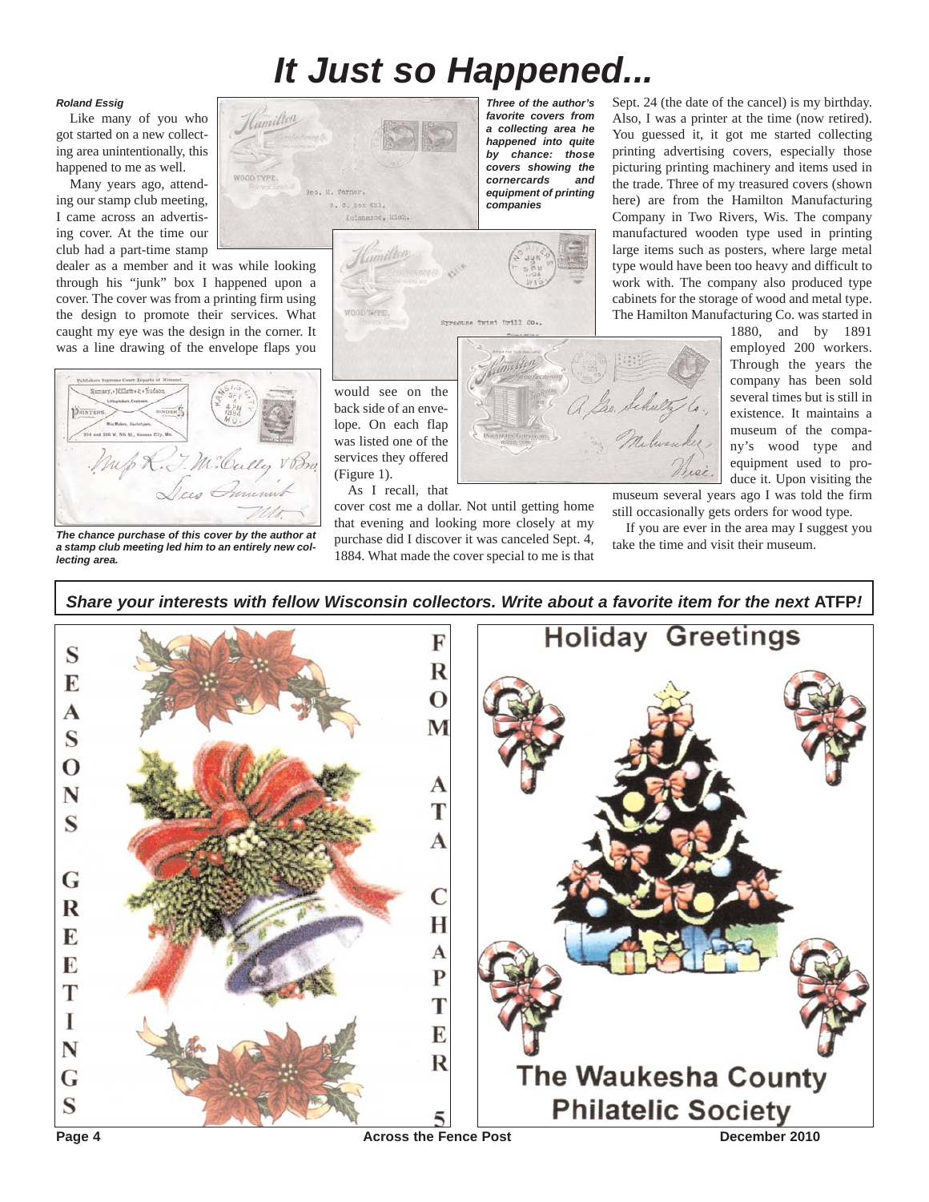# It Just so Happened...

***Roland Essig***

Like many of you who got started on a new collecting area unintentionally, this happened to me as well.

Many years ago, attending our stamp club meeting, I came across an advertising cover. At the time our club had a part-time stamp dealer as a member and it was while looking through his "junk" box I happened upon a cover. The cover was from a printing firm using the design to promote their services. What caught my eye was the design in the corner. It was a line drawing of the envelope flaps you would see on the back side of an envelope. On each flap was listed one of the services they offered (Figure 1).

***The chance purchase of this cover by the author at a stamp club meeting led him to an entirely new collecting area.***

As I recall, that cover cost me a dollar. Not until getting home that evening and looking more closely at my purchase did I discover it was canceled Sept. 4, 1884. What made the cover special to me is that Sept. 24 (the date of the cancel) is my birthday. Also, I was a printer at the time (now retired). You guessed it, it got me started collecting printing advertising covers, especially those picturing printing machinery and items used in the trade. Three of my treasured covers (shown here) are from the Hamilton Manufacturing Company in Two Rivers, Wis. The company manufactured wooden type used in printing large items such as posters, where large metal type would have been too heavy and difficult to work with. The company also produced type cabinets for the storage of wood and metal type. The Hamilton Manufacturing Co. was started in 1880, and by 1891 employed 200 workers. Through the years the company has been sold several times but is still in existence. It maintains a museum of the company's wood type and equipment used to produce it. Upon visiting the museum several years ago I was told the firm still occasionally gets orders for wood type.

***Three of the author's favorite covers from a collecting area he happened into quite by chance: those covers showing the cornercards and equipment of printing companies***

If you are ever in the area may I suggest you take the time and visit their museum.

***Share your interests with fellow Wisconsin collectors. Write about a favorite item for the next* ATFP*!***

SEASONS GREETINGS FROM ATA CHAPTER 5

Holiday Greetings

The Waukesha County Philatelic Society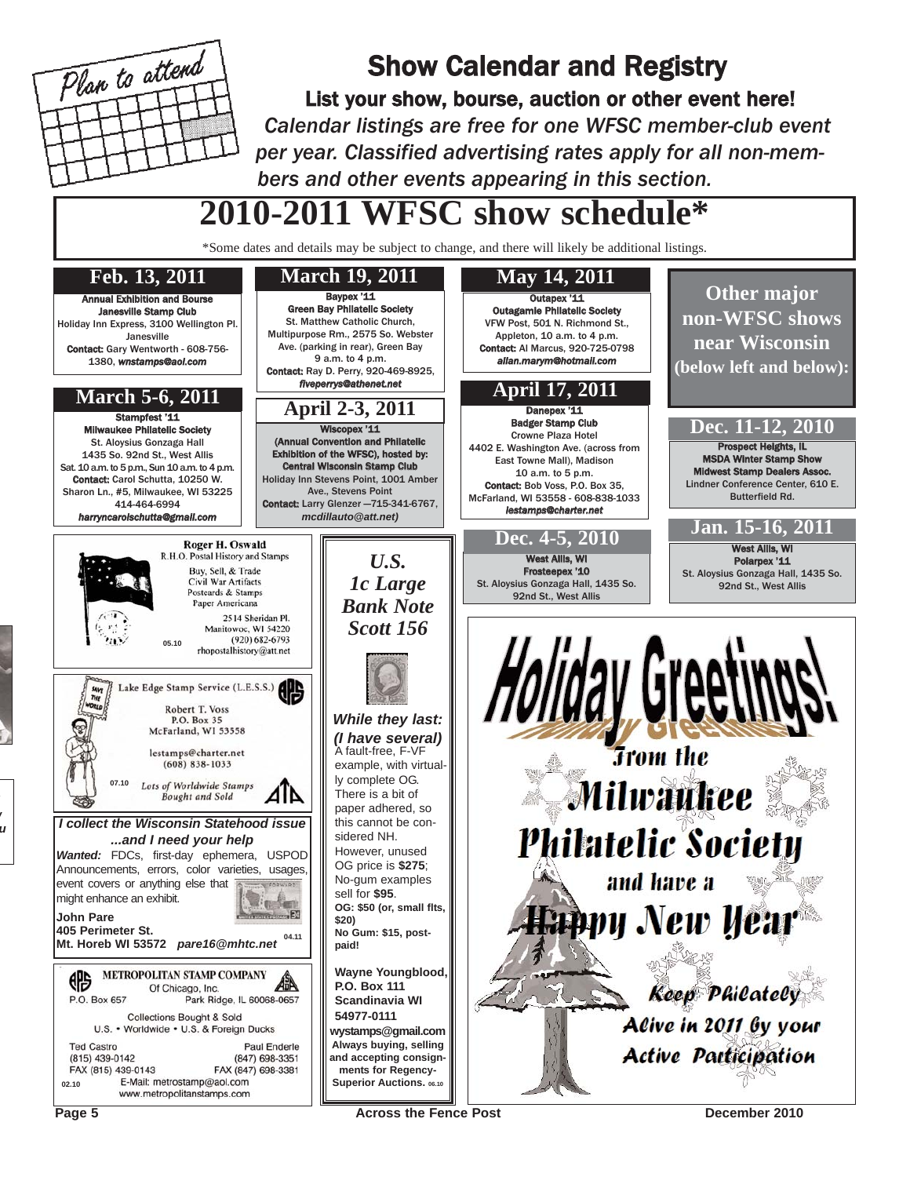Plan to attend

# Show Calendar and Registry

## List your show, bourse, auction or other event here!

*Calendar listings are free for one WFSC member-club event per year. Classified advertising rates apply for all non-members and other events appearing in this section.*

# 2010-2011 WFSC show schedule*

*Some dates and details may be subject to change, and there will likely be additional listings.

### Feb. 13, 2011

**Annual Exhibition and Bourse**
**Janesville Stamp Club**
Holiday Inn Express, 3100 Wellington Pl. Janesville
**Contact:** Gary Wentworth - 608-756-1380, *wnstamps@aol.com*

### March 5-6, 2011

**Stampfest '11**
**Milwaukee Philatelic Society**
St. Aloysius Gonzaga Hall
1435 So. 92nd St., West Allis
Sat. 10 a.m. to 5 p.m., Sun 10 a.m. to 4 p.m.
**Contact:** Carol Schutta, 10250 W. Sharon Ln., #5, Milwaukee, WI 53225
414-464-6994
*harryncarolschutta@gmail.com*

### March 19, 2011

**Baypex '11**
**Green Bay Philatelic Society**
St. Matthew Catholic Church, Multipurpose Rm., 2575 So. Webster Ave. (parking in rear), Green Bay
9 a.m. to 4 p.m.
**Contact:** Ray D. Perry, 920-469-8925, *fiveperrys@athenet.net*

### April 2-3, 2011

**Wiscopex '11**
**(Annual Convention and Philatelic Exhibition of the WFSC), hosted by: Central Wisconsin Stamp Club**
Holiday Inn Stevens Point, 1001 Amber Ave., Stevens Point
**Contact:** Larry Glenzer —715-341-6767, *mcdillauto@att.net)*

### May 14, 2011

**Outapex '11**
**Outagamie Philatelic Society**
VFW Post, 501 N. Richmond St., Appleton, 10 a.m. to 4 p.m.
**Contact:** Al Marcus, 920-725-0798
*allan.marym@hotmail.com*

### April 17, 2011

**Danepex '11**
**Badger Stamp Club**
Crowne Plaza Hotel
4402 E. Washington Ave. (across from East Towne Mall), Madison
10 a.m. to 5 p.m.
**Contact:** Bob Voss, P.O. Box 35, McFarland, WI 53558 - 608-838-1033
*lestamps@charter.net*

### Dec. 4-5, 2010

**West Allis, WI**
**Frosteepex '10**
St. Aloysius Gonzaga Hall, 1435 So. 92nd St., West Allis

## Other major non-WFSC shows near Wisconsin (below left and below):

### Dec. 11-12, 2010

**Prospect Heights, IL**
**MSDA Winter Stamp Show**
**Midwest Stamp Dealers Assoc.**
Lindner Conference Center, 610 E. Butterfield Rd.

### Jan. 15-16, 2011

**West Allis, WI**
**Polarpex '11**
St. Aloysius Gonzaga Hall, 1435 So. 92nd St., West Allis

---

**Roger H. Oswald**
R.H.O. Postal History and Stamps
Buy, Sell, & Trade
Civil War Artifacts
Postcards & Stamps
Paper Americana
2514 Sheridan Pl.
Manitowoc, WI 54220
(920) 682-6793
rhopostalhistory@att.net
05.10

---

Lake Edge Stamp Service (L.E.S.S.)
Robert T. Voss
P.O. Box 35
McFarland, WI 53558
lestamps@charter.net
(608) 838-1033
*Lots of Worldwide Stamps Bought and Sold*
07.10

---

***I collect the Wisconsin Statehood issue ...and I need your help***

***Wanted:*** FDCs, first-day ephemera, USPOD Announcements, errors, color varieties, usages, event covers or anything else that might enhance an exhibit.

**John Pare**
**405 Perimeter St.**
**Mt. Horeb WI 53572** ***pare16@mhtc.net***
04.11

---

METROPOLITAN STAMP COMPANY
Of Chicago, Inc.
P.O. Box 657 Park Ridge, IL 60068-0657
Collections Bought & Sold
U.S. • Worldwide • U.S. & Foreign Ducks
Ted Castro (815) 439-0142 FAX (815) 439-0143
Paul Enderle (847) 698-3351 FAX (847) 698-3381
E-Mail: metrostamp@aol.com
www.metropolitanstamps.com
02.10

---

***U.S. 1c Large Bank Note Scott 156***

***While they last: (I have several)***
A fault-free, F-VF example, with virtually complete OG. There is a bit of paper adhered, so this cannot be considered NH. However, unused OG price is **$275**; No-gum examples sell for **$95**.
**OG: $50 (or, small flts, $20)**
**No Gum: $15, post-paid!**

**Wayne Youngblood, P.O. Box 111 Scandinavia WI 54977-0111**
**wystamps@gmail.com**
**Always buying, selling and accepting consignments for Regency-Superior Auctions.** 06.10

---

# Holiday Greetings!

from the

## Milwaukee Philatelic Society

and have a

## Happy New Year

*Keep Philately Alive in 2011 by your Active Participation*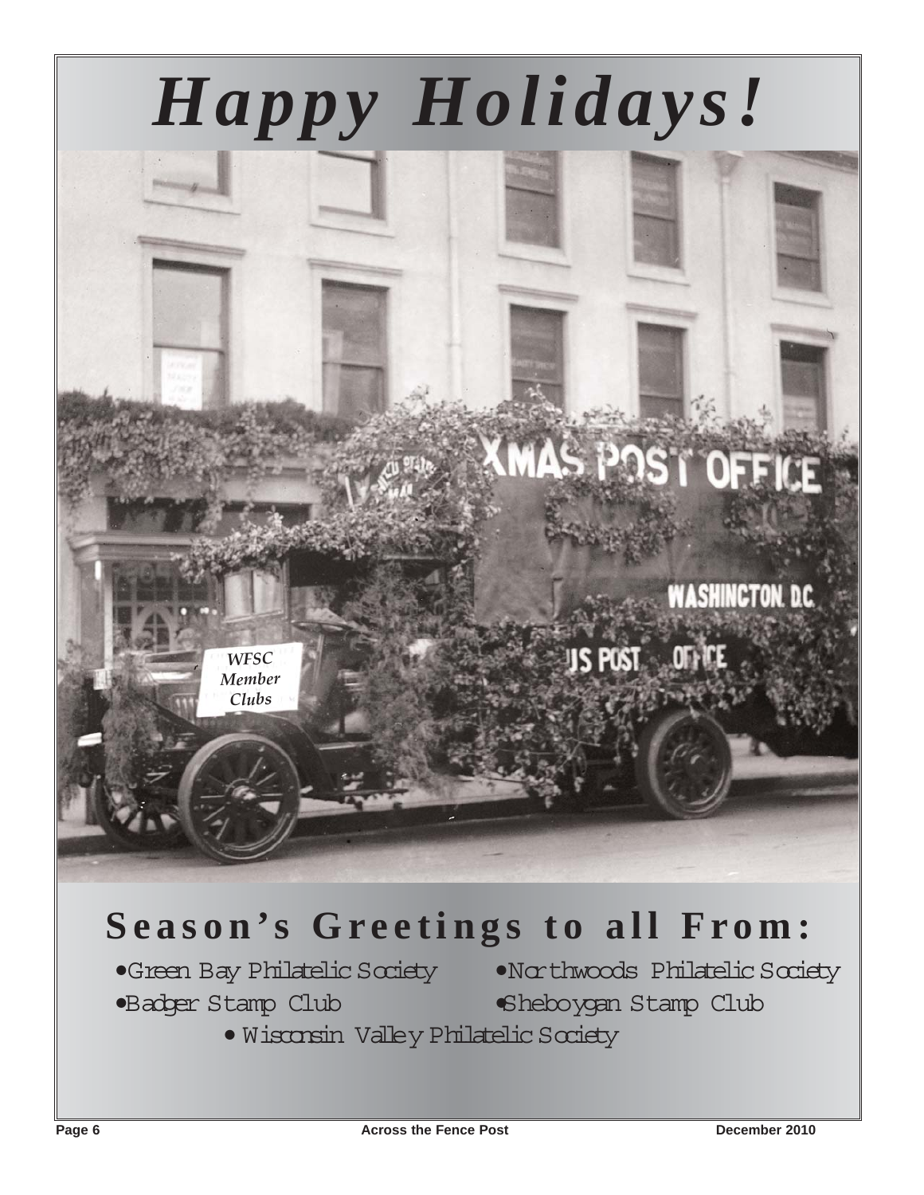# *Happy Holidays!*

## Season's Greetings to all From:

- Green Bay Philatelic Society
- Northwoods Philatelic Society
- Badger Stamp Club
- Sheboygan Stamp Club
- Wisconsin Valley Philatelic Society